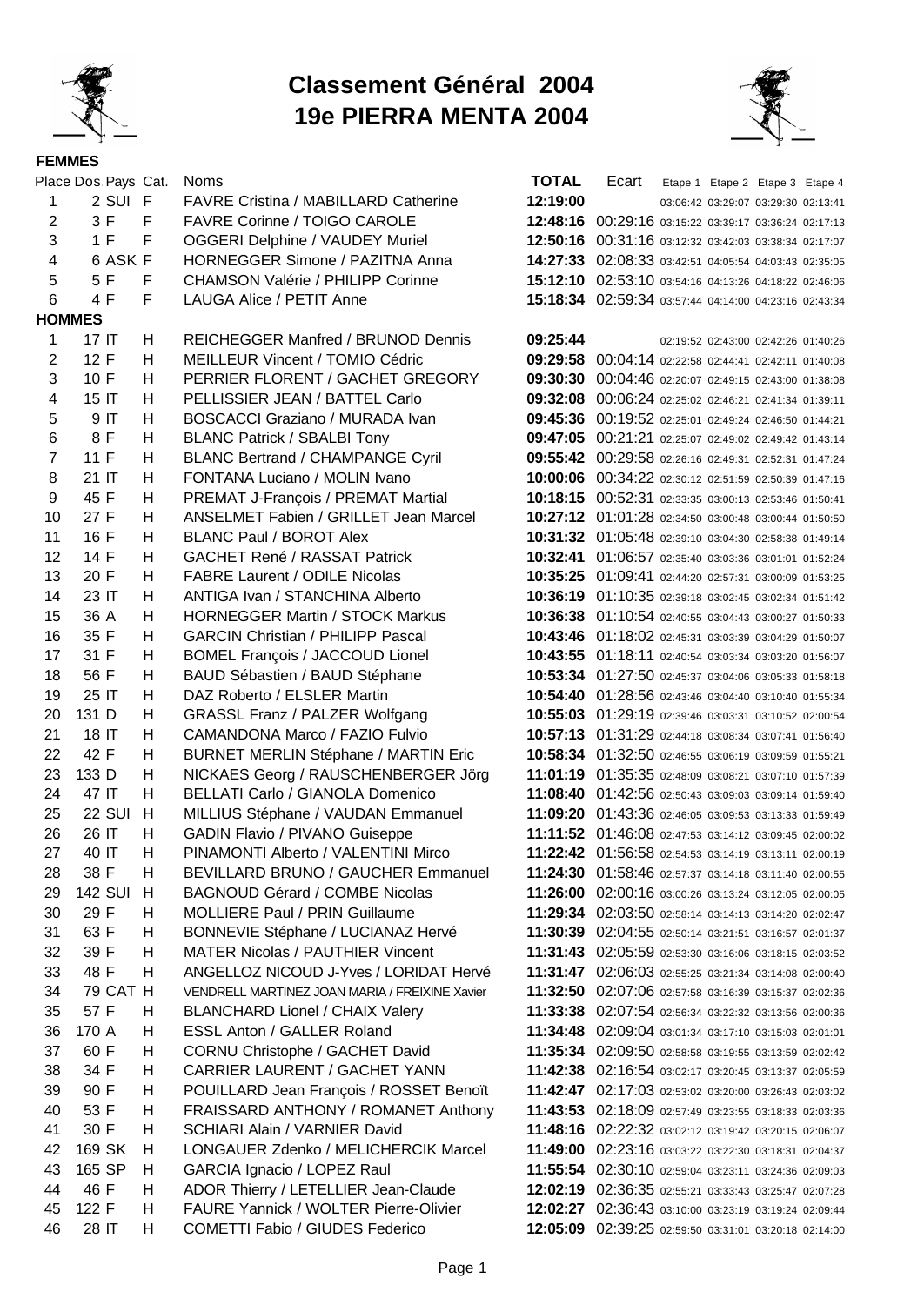# Classement Général 2004
# 19e PIERRA MENTA 2004

## FEMMES

| Place | Dos | Pays | Cat. | Noms | TOTAL | Ecart | Etape 1 | Etape 2 | Etape 3 | Etape 4 |
|---|---|---|---|---|---|---|---|---|---|---|
| 1 | 2 | SUI | F | FAVRE Cristina / MABILLARD Catherine | **12:19:00** | | 03:06:42 | 03:29:07 | 03:29:30 | 02:13:41 |
| 2 | 3 | F | F | FAVRE Corinne / TOIGO CAROLE | **12:48:16** | 00:29:16 | 03:15:22 | 03:39:17 | 03:36:24 | 02:17:13 |
| 3 | 1 | F | F | OGGERI Delphine / VAUDEY Muriel | **12:50:16** | 00:31:16 | 03:12:32 | 03:42:03 | 03:38:34 | 02:17:07 |
| 4 | 6 | ASK | F | HORNEGGER Simone / PAZITNA Anna | **14:27:33** | 02:08:33 | 03:42:51 | 04:05:54 | 04:03:43 | 02:35:05 |
| 5 | 5 | F | F | CHAMSON Valérie / PHILIPP Corinne | **15:12:10** | 02:53:10 | 03:54:16 | 04:13:26 | 04:18:22 | 02:46:06 |
| 6 | 4 | F | F | LAUGA Alice / PETIT Anne | **15:18:34** | 02:59:34 | 03:57:44 | 04:14:00 | 04:23:16 | 02:43:34 |

## HOMMES

| Place | Dos | Pays | Cat. | Noms | TOTAL | Ecart | Etape 1 | Etape 2 | Etape 3 | Etape 4 |
|---|---|---|---|---|---|---|---|---|---|---|
| 1 | 17 | IT | H | REICHEGGER Manfred / BRUNOD Dennis | **09:25:44** | | 02:19:52 | 02:43:00 | 02:42:26 | 01:40:26 |
| 2 | 12 | F | H | MEILLEUR Vincent / TOMIO Cédric | **09:29:58** | 00:04:14 | 02:22:58 | 02:44:41 | 02:42:11 | 01:40:08 |
| 3 | 10 | F | H | PERRIER FLORENT / GACHET GREGORY | **09:30:30** | 00:04:46 | 02:20:07 | 02:49:15 | 02:43:00 | 01:38:08 |
| 4 | 15 | IT | H | PELLISSIER JEAN / BATTEL Carlo | **09:32:08** | 00:06:24 | 02:25:02 | 02:46:21 | 02:41:34 | 01:39:11 |
| 5 | 9 | IT | H | BOSCACCI Graziano / MURADA Ivan | **09:45:36** | 00:19:52 | 02:25:01 | 02:49:24 | 02:46:50 | 01:44:21 |
| 6 | 8 | F | H | BLANC Patrick / SBALBI Tony | **09:47:05** | 00:21:21 | 02:25:07 | 02:49:02 | 02:49:42 | 01:43:14 |
| 7 | 11 | F | H | BLANC Bertrand / CHAMPANGE Cyril | **09:55:42** | 00:29:58 | 02:26:16 | 02:49:31 | 02:52:31 | 01:47:24 |
| 8 | 21 | IT | H | FONTANA Luciano / MOLIN Ivano | **10:00:06** | 00:34:22 | 02:30:12 | 02:51:59 | 02:50:39 | 01:47:16 |
| 9 | 45 | F | H | PREMAT J-François / PREMAT Martial | **10:18:15** | 00:52:31 | 02:33:35 | 03:00:13 | 02:53:46 | 01:50:41 |
| 10 | 27 | F | H | ANSELMET Fabien / GRILLET Jean Marcel | **10:27:12** | 01:01:28 | 02:34:50 | 03:00:48 | 03:00:44 | 01:50:50 |
| 11 | 16 | F | H | BLANC Paul / BOROT Alex | **10:31:32** | 01:05:48 | 02:39:10 | 03:04:30 | 02:58:38 | 01:49:14 |
| 12 | 14 | F | H | GACHET René / RASSAT Patrick | **10:32:41** | 01:06:57 | 02:35:40 | 03:03:36 | 03:01:01 | 01:52:24 |
| 13 | 20 | F | H | FABRE Laurent / ODILE Nicolas | **10:35:25** | 01:09:41 | 02:44:20 | 02:57:31 | 03:00:09 | 01:53:25 |
| 14 | 23 | IT | H | ANTIGA Ivan / STANCHINA Alberto | **10:36:19** | 01:10:35 | 02:39:18 | 03:02:45 | 03:02:34 | 01:51:42 |
| 15 | 36 | A | H | HORNEGGER Martin / STOCK Markus | **10:36:38** | 01:10:54 | 02:40:55 | 03:04:43 | 03:00:27 | 01:50:33 |
| 16 | 35 | F | H | GARCIN Christian / PHILIPP Pascal | **10:43:46** | 01:18:02 | 02:45:31 | 03:03:39 | 03:04:29 | 01:50:07 |
| 17 | 31 | F | H | BOMEL François / JACCOUD Lionel | **10:43:55** | 01:18:11 | 02:40:54 | 03:03:34 | 03:03:20 | 01:56:07 |
| 18 | 56 | F | H | BAUD Sébastien / BAUD Stéphane | **10:53:34** | 01:27:50 | 02:45:37 | 03:04:06 | 03:05:33 | 01:58:18 |
| 19 | 25 | IT | H | DAZ Roberto / ELSLER Martin | **10:54:40** | 01:28:56 | 02:43:46 | 03:04:40 | 03:10:40 | 01:55:34 |
| 20 | 131 | D | H | GRASSL Franz / PALZER Wolfgang | **10:55:03** | 01:29:19 | 02:39:46 | 03:03:31 | 03:10:52 | 02:00:54 |
| 21 | 18 | IT | H | CAMANDONA Marco / FAZIO Fulvio | **10:57:13** | 01:31:29 | 02:44:18 | 03:08:34 | 03:07:41 | 01:56:40 |
| 22 | 42 | F | H | BURNET MERLIN Stéphane / MARTIN Eric | **10:58:34** | 01:32:50 | 02:46:55 | 03:06:19 | 03:09:59 | 01:55:21 |
| 23 | 133 | D | H | NICKAES Georg / RAUSCHENBERGER Jörg | **11:01:19** | 01:35:35 | 02:48:09 | 03:08:21 | 03:07:10 | 01:57:39 |
| 24 | 47 | IT | H | BELLATI Carlo / GIANOLA Domenico | **11:08:40** | 01:42:56 | 02:50:43 | 03:09:03 | 03:09:14 | 01:59:40 |
| 25 | 22 | SUI | H | MILLIUS Stéphane / VAUDAN Emmanuel | **11:09:20** | 01:43:36 | 02:46:05 | 03:09:53 | 03:13:33 | 01:59:49 |
| 26 | 26 | IT | H | GADIN Flavio / PIVANO Guiseppe | **11:11:52** | 01:46:08 | 02:47:53 | 03:14:12 | 03:09:45 | 02:00:02 |
| 27 | 40 | IT | H | PINAMONTI Alberto / VALENTINI Mirco | **11:22:42** | 01:56:58 | 02:54:53 | 03:14:19 | 03:13:11 | 02:00:19 |
| 28 | 38 | F | H | BEVILLARD BRUNO / GAUCHER Emmanuel | **11:24:30** | 01:58:46 | 02:57:37 | 03:14:18 | 03:11:40 | 02:00:55 |
| 29 | 142 | SUI | H | BAGNOUD Gérard / COMBE Nicolas | **11:26:00** | 02:00:16 | 03:00:26 | 03:13:24 | 03:12:05 | 02:00:05 |
| 30 | 29 | F | H | MOLLIERE Paul / PRIN Guillaume | **11:29:34** | 02:03:50 | 02:58:14 | 03:14:13 | 03:14:20 | 02:02:47 |
| 31 | 63 | F | H | BONNEVIE Stéphane / LUCIANAZ Hervé | **11:30:39** | 02:04:55 | 02:50:14 | 03:21:51 | 03:16:57 | 02:01:37 |
| 32 | 39 | F | H | MATER Nicolas / PAUTHIER Vincent | **11:31:43** | 02:05:59 | 02:53:30 | 03:16:06 | 03:18:15 | 02:03:52 |
| 33 | 48 | F | H | ANGELLOZ NICOUD J-Yves / LORIDAT Hervé | **11:31:47** | 02:06:03 | 02:55:25 | 03:21:34 | 03:14:08 | 02:00:40 |
| 34 | 79 | CAT | H | VENDRELL MARTINEZ JOAN MARIA / FREIXINE Xavier | **11:32:50** | 02:07:06 | 02:57:58 | 03:16:39 | 03:15:37 | 02:02:36 |
| 35 | 57 | F | H | BLANCHARD Lionel / CHAIX Valery | **11:33:38** | 02:07:54 | 02:56:34 | 03:22:32 | 03:13:56 | 02:00:36 |
| 36 | 170 | A | H | ESSL Anton / GALLER Roland | **11:34:48** | 02:09:04 | 03:01:34 | 03:17:10 | 03:15:03 | 02:01:01 |
| 37 | 60 | F | H | CORNU Christophe / GACHET David | **11:35:34** | 02:09:50 | 02:58:58 | 03:19:55 | 03:13:59 | 02:02:42 |
| 38 | 34 | F | H | CARRIER LAURENT / GACHET YANN | **11:42:38** | 02:16:54 | 03:02:17 | 03:20:45 | 03:13:37 | 02:05:59 |
| 39 | 90 | F | H | POUILLARD Jean François / ROSSET Benoït | **11:42:47** | 02:17:03 | 02:53:02 | 03:20:00 | 03:26:43 | 02:03:02 |
| 40 | 53 | F | H | FRAISSARD ANTHONY / ROMANET Anthony | **11:43:53** | 02:18:09 | 02:57:49 | 03:23:55 | 03:18:33 | 02:03:36 |
| 41 | 30 | F | H | SCHIARI Alain / VARNIER David | **11:48:16** | 02:22:32 | 03:02:12 | 03:19:42 | 03:20:15 | 02:06:07 |
| 42 | 169 | SK | H | LONGAUER Zdenko / MELICHERCIK Marcel | **11:49:00** | 02:23:16 | 03:03:22 | 03:22:30 | 03:18:31 | 02:04:37 |
| 43 | 165 | SP | H | GARCIA Ignacio / LOPEZ Raul | **11:55:54** | 02:30:10 | 02:59:04 | 03:23:11 | 03:24:36 | 02:09:03 |
| 44 | 46 | F | H | ADOR Thierry / LETELLIER Jean-Claude | **12:02:19** | 02:36:35 | 02:55:21 | 03:33:43 | 03:25:47 | 02:07:28 |
| 45 | 122 | F | H | FAURE Yannick / WOLTER Pierre-Olivier | **12:02:27** | 02:36:43 | 03:10:00 | 03:23:19 | 03:19:24 | 02:09:44 |
| 46 | 28 | IT | H | COMETTI Fabio / GIUDES Federico | **12:05:09** | 02:39:25 | 02:59:50 | 03:31:01 | 03:20:18 | 02:14:00 |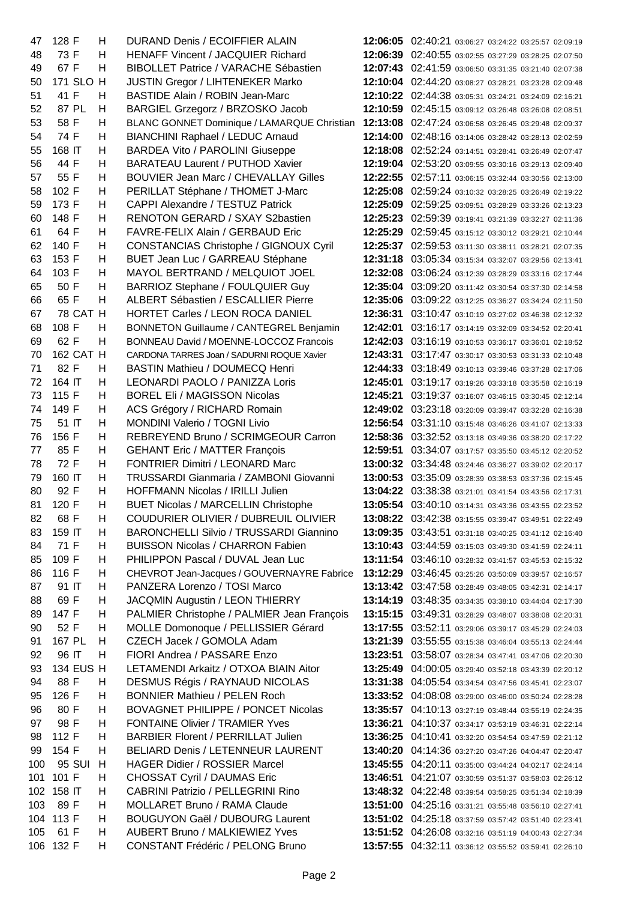| | | | | | | | | | | |
|---|---|---|---|---|---|---|---|---|---|---|
| 47 | 128 | F | H | DURAND Denis / ECOIFFIER ALAIN | **12:06:05** | 02:40:21 | 03:06:27 | 03:24:22 | 03:25:57 | 02:09:19 |
| 48 | 73 | F | H | HENAFF Vincent / JACQUIER Richard | **12:06:39** | 02:40:55 | 03:02:55 | 03:27:29 | 03:28:25 | 02:07:50 |
| 49 | 67 | F | H | BIBOLLET Patrice / VARACHE Sébastien | **12:07:43** | 02:41:59 | 03:06:50 | 03:31:35 | 03:21:40 | 02:07:38 |
| 50 | 171 | SLO | H | JUSTIN Gregor / LIHTENEKER Marko | **12:10:04** | 02:44:20 | 03:08:27 | 03:28:21 | 03:23:28 | 02:09:48 |
| 51 | 41 | F | H | BASTIDE Alain / ROBIN Jean-Marc | **12:10:22** | 02:44:38 | 03:05:31 | 03:24:21 | 03:24:09 | 02:16:21 |
| 52 | 87 | PL | H | BARGIEL Grzegorz / BRZOSKO Jacob | **12:10:59** | 02:45:15 | 03:09:12 | 03:26:48 | 03:26:08 | 02:08:51 |
| 53 | 58 | F | H | BLANC GONNET Dominique / LAMARQUE Christian | **12:13:08** | 02:47:24 | 03:06:58 | 03:26:45 | 03:29:48 | 02:09:37 |
| 54 | 74 | F | H | BIANCHINI Raphael / LEDUC Arnaud | **12:14:00** | 02:48:16 | 03:14:06 | 03:28:42 | 03:28:13 | 02:02:59 |
| 55 | 168 | IT | H | BARDEA Vito / PAROLINI Giuseppe | **12:18:08** | 02:52:24 | 03:14:51 | 03:28:41 | 03:26:49 | 02:07:47 |
| 56 | 44 | F | H | BARATEAU Laurent / PUTHOD Xavier | **12:19:04** | 02:53:20 | 03:09:55 | 03:30:16 | 03:29:13 | 02:09:40 |
| 57 | 55 | F | H | BOUVIER Jean Marc / CHEVALLAY Gilles | **12:22:55** | 02:57:11 | 03:06:15 | 03:32:44 | 03:30:56 | 02:13:00 |
| 58 | 102 | F | H | PERILLAT Stéphane / THOMET J-Marc | **12:25:08** | 02:59:24 | 03:10:32 | 03:28:25 | 03:26:49 | 02:19:22 |
| 59 | 173 | F | H | CAPPI Alexandre / TESTUZ Patrick | **12:25:09** | 02:59:25 | 03:09:51 | 03:28:29 | 03:33:26 | 02:13:23 |
| 60 | 148 | F | H | RENOTON GERARD / SXAY S2bastien | **12:25:23** | 02:59:39 | 03:19:41 | 03:21:39 | 03:32:27 | 02:11:36 |
| 61 | 64 | F | H | FAVRE-FELIX Alain / GERBAUD Eric | **12:25:29** | 02:59:45 | 03:15:12 | 03:30:12 | 03:29:21 | 02:10:44 |
| 62 | 140 | F | H | CONSTANCIAS Christophe / GIGNOUX Cyril | **12:25:37** | 02:59:53 | 03:11:30 | 03:38:11 | 03:28:21 | 02:07:35 |
| 63 | 153 | F | H | BUET Jean Luc / GARREAU Stéphane | **12:31:18** | 03:05:34 | 03:15:34 | 03:32:07 | 03:29:56 | 02:13:41 |
| 64 | 103 | F | H | MAYOL BERTRAND / MELQUIOT JOEL | **12:32:08** | 03:06:24 | 03:12:39 | 03:28:29 | 03:33:16 | 02:17:44 |
| 65 | 50 | F | H | BARRIOZ Stephane / FOULQUIER Guy | **12:35:04** | 03:09:20 | 03:11:42 | 03:30:54 | 03:37:30 | 02:14:58 |
| 66 | 65 | F | H | ALBERT Sébastien / ESCALLIER Pierre | **12:35:06** | 03:09:22 | 03:12:25 | 03:36:27 | 03:34:24 | 02:11:50 |
| 67 | 78 | CAT | H | HORTET Carles / LEON ROCA DANIEL | **12:36:31** | 03:10:47 | 03:10:19 | 03:27:02 | 03:46:38 | 02:12:32 |
| 68 | 108 | F | H | BONNETON Guillaume / CANTEGREL Benjamin | **12:42:01** | 03:16:17 | 03:14:19 | 03:32:09 | 03:34:52 | 02:20:41 |
| 69 | 62 | F | H | BONNEAU David / MOENNE-LOCCOZ Francois | **12:42:03** | 03:16:19 | 03:10:53 | 03:36:17 | 03:36:01 | 02:18:52 |
| 70 | 162 | CAT | H | CARDONA TARRES Joan / SADURNI ROQUE Xavier | **12:43:31** | 03:17:47 | 03:30:17 | 03:30:53 | 03:31:33 | 02:10:48 |
| 71 | 82 | F | H | BASTIN Mathieu / DOUMECQ Henri | **12:44:33** | 03:18:49 | 03:10:13 | 03:39:46 | 03:37:28 | 02:17:06 |
| 72 | 164 | IT | H | LEONARDI PAOLO / PANIZZA Loris | **12:45:01** | 03:19:17 | 03:19:26 | 03:33:18 | 03:35:58 | 02:16:19 |
| 73 | 115 | F | H | BOREL Eli / MAGISSON Nicolas | **12:45:21** | 03:19:37 | 03:16:07 | 03:46:15 | 03:30:45 | 02:12:14 |
| 74 | 149 | F | H | ACS Grégory / RICHARD Romain | **12:49:02** | 03:23:18 | 03:20:09 | 03:39:47 | 03:32:28 | 02:16:38 |
| 75 | 51 | IT | H | MONDINI Valerio / TOGNI Livio | **12:56:54** | 03:31:10 | 03:15:48 | 03:46:26 | 03:41:07 | 02:13:33 |
| 76 | 156 | F | H | REBREYEND Bruno / SCRIMGEOUR Carron | **12:58:36** | 03:32:52 | 03:13:18 | 03:49:36 | 03:38:20 | 02:17:22 |
| 77 | 85 | F | H | GEHANT Eric / MATTER François | **12:59:51** | 03:34:07 | 03:17:57 | 03:35:50 | 03:45:12 | 02:20:52 |
| 78 | 72 | F | H | FONTRIER Dimitri / LEONARD Marc | **13:00:32** | 03:34:48 | 03:24:46 | 03:36:27 | 03:39:02 | 02:20:17 |
| 79 | 160 | IT | H | TRUSSARDI Gianmaria / ZAMBONI Giovanni | **13:00:53** | 03:35:09 | 03:28:39 | 03:38:53 | 03:37:36 | 02:15:45 |
| 80 | 92 | F | H | HOFFMANN Nicolas / IRILLI Julien | **13:04:22** | 03:38:38 | 03:21:01 | 03:41:54 | 03:43:56 | 02:17:31 |
| 81 | 120 | F | H | BUET Nicolas / MARCELLIN Christophe | **13:05:54** | 03:40:10 | 03:14:31 | 03:43:36 | 03:43:55 | 02:23:52 |
| 82 | 68 | F | H | COUDURIER OLIVIER / DUBREUIL OLIVIER | **13:08:22** | 03:42:38 | 03:15:55 | 03:39:47 | 03:49:51 | 02:22:49 |
| 83 | 159 | IT | H | BARONCHELLI Silvio / TRUSSARDI Giannino | **13:09:35** | 03:43:51 | 03:31:18 | 03:40:25 | 03:41:12 | 02:16:40 |
| 84 | 71 | F | H | BUISSON Nicolas / CHARRON Fabien | **13:10:43** | 03:44:59 | 03:15:03 | 03:49:30 | 03:41:59 | 02:24:11 |
| 85 | 109 | F | H | PHILIPPON Pascal / DUVAL Jean Luc | **13:11:54** | 03:46:10 | 03:28:32 | 03:41:57 | 03:45:53 | 02:15:32 |
| 86 | 116 | F | H | CHEVROT Jean-Jacques / GOUVERNAYRE Fabrice | **13:12:29** | 03:46:45 | 03:25:26 | 03:50:09 | 03:39:57 | 02:16:57 |
| 87 | 91 | IT | H | PANZERA Lorenzo / TOSI Marco | **13:13:42** | 03:47:58 | 03:28:49 | 03:48:05 | 03:42:31 | 02:14:17 |
| 88 | 69 | F | H | JACQMIN Augustin / LEON THIERRY | **13:14:19** | 03:48:35 | 03:34:35 | 03:38:10 | 03:44:04 | 02:17:30 |
| 89 | 147 | F | H | PALMIER Christophe / PALMIER Jean François | **13:15:15** | 03:49:31 | 03:28:29 | 03:48:07 | 03:38:08 | 02:20:31 |
| 90 | 52 | F | H | MOLLE Domonoque / PELLISSIER Gérard | **13:17:55** | 03:52:11 | 03:29:06 | 03:39:17 | 03:45:29 | 02:24:03 |
| 91 | 167 | PL | H | CZECH Jacek / GOMOLA Adam | **13:21:39** | 03:55:55 | 03:15:38 | 03:46:04 | 03:55:13 | 02:24:44 |
| 92 | 96 | IT | H | FIORI Andrea / PASSARE Enzo | **13:23:51** | 03:58:07 | 03:28:34 | 03:47:41 | 03:47:06 | 02:20:30 |
| 93 | 134 | EUS | H | LETAMENDI Arkaitz / OTXOA BIAIN Aitor | **13:25:49** | 04:00:05 | 03:29:40 | 03:52:18 | 03:43:39 | 02:20:12 |
| 94 | 88 | F | H | DESMUS Régis / RAYNAUD NICOLAS | **13:31:38** | 04:05:54 | 03:34:54 | 03:47:56 | 03:45:41 | 02:23:07 |
| 95 | 126 | F | H | BONNIER Mathieu / PELEN Roch | **13:33:52** | 04:08:08 | 03:29:00 | 03:46:00 | 03:50:24 | 02:28:28 |
| 96 | 80 | F | H | BOVAGNET PHILIPPE / PONCET Nicolas | **13:35:57** | 04:10:13 | 03:27:19 | 03:48:44 | 03:55:19 | 02:24:35 |
| 97 | 98 | F | H | FONTAINE Olivier / TRAMIER Yves | **13:36:21** | 04:10:37 | 03:34:17 | 03:53:19 | 03:46:31 | 02:22:14 |
| 98 | 112 | F | H | BARBIER Florent / PERRILLAT Julien | **13:36:25** | 04:10:41 | 03:32:20 | 03:54:54 | 03:47:59 | 02:21:12 |
| 99 | 154 | F | H | BELIARD Denis / LETENNEUR LAURENT | **13:40:20** | 04:14:36 | 03:27:20 | 03:47:26 | 04:04:47 | 02:20:47 |
| 100 | 95 | SUI | H | HAGER Didier / ROSSIER Marcel | **13:45:55** | 04:20:11 | 03:35:00 | 03:44:24 | 04:02:17 | 02:24:14 |
| 101 | 101 | F | H | CHOSSAT Cyril / DAUMAS Eric | **13:46:51** | 04:21:07 | 03:30:59 | 03:51:37 | 03:58:03 | 02:26:12 |
| 102 | 158 | IT | H | CABRINI Patrizio / PELLEGRINI Rino | **13:48:32** | 04:22:48 | 03:39:54 | 03:58:25 | 03:51:34 | 02:18:39 |
| 103 | 89 | F | H | MOLLARET Bruno / RAMA Claude | **13:51:00** | 04:25:16 | 03:31:21 | 03:55:48 | 03:56:10 | 02:27:41 |
| 104 | 113 | F | H | BOUGUYON Gaël / DUBOURG Laurent | **13:51:02** | 04:25:18 | 03:37:59 | 03:57:42 | 03:51:40 | 02:23:41 |
| 105 | 61 | F | H | AUBERT Bruno / MALKIEWIEZ Yves | **13:51:52** | 04:26:08 | 03:32:16 | 03:51:19 | 04:00:43 | 02:27:34 |
| 106 | 132 | F | H | CONSTANT Frédéric / PELONG Bruno | **13:57:55** | 04:32:11 | 03:36:12 | 03:55:52 | 03:59:41 | 02:26:10 |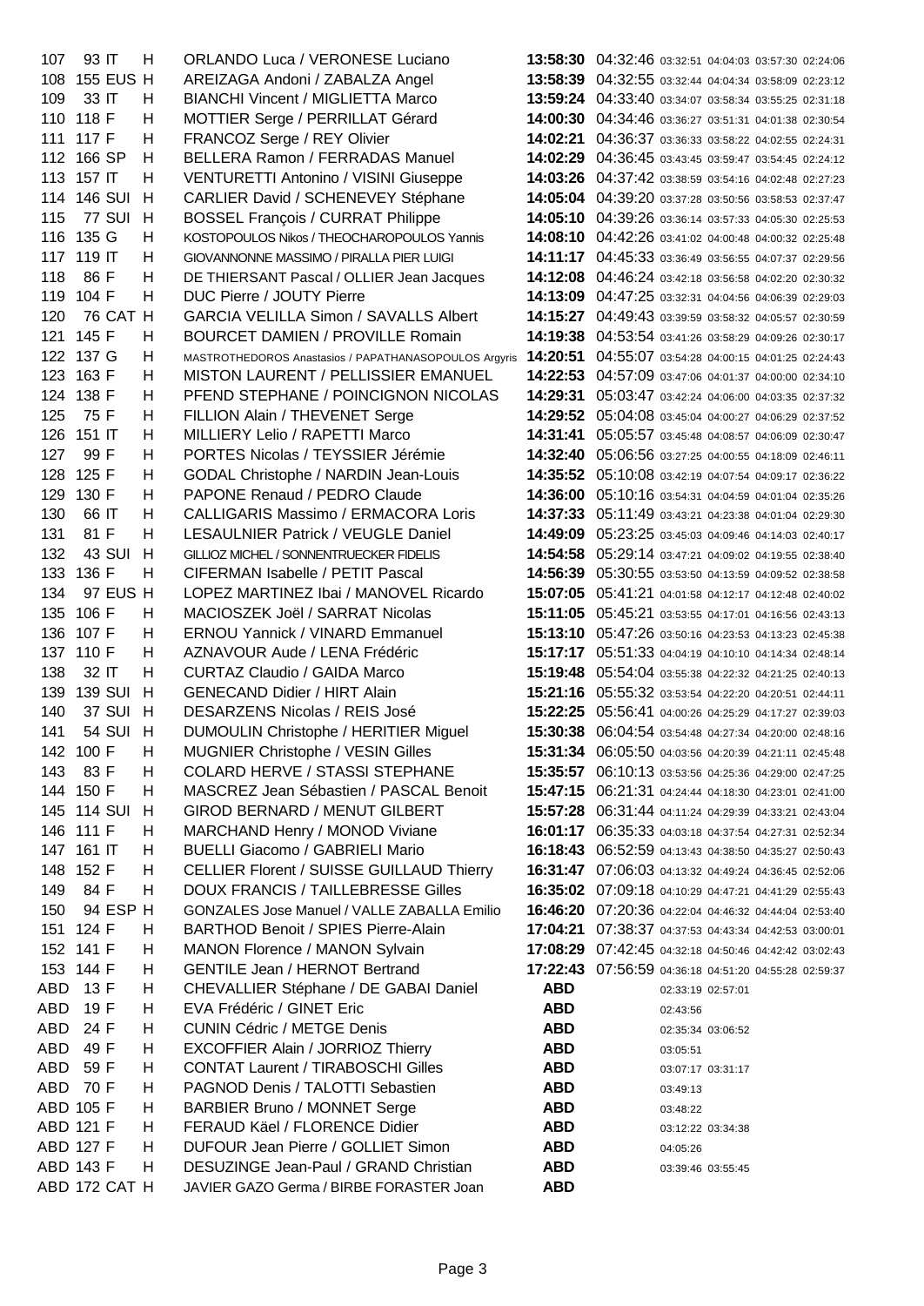| | | | | | | | | | | | |
|---|---|---|---|---|---|---|---|---|---|---|---|
| 107 | 93 | IT | H | ORLANDO Luca / VERONESE Luciano | **13:58:30** | 04:32:46 | 03:32:51 | 04:04:03 | 03:57:30 | 02:24:06 |
| 108 | 155 | EUS | H | AREIZAGA Andoni / ZABALZA Angel | **13:58:39** | 04:32:55 | 03:32:44 | 04:04:34 | 03:58:09 | 02:23:12 |
| 109 | 33 | IT | H | BIANCHI Vincent / MIGLIETTA Marco | **13:59:24** | 04:33:40 | 03:34:07 | 03:58:34 | 03:55:25 | 02:31:18 |
| 110 | 118 | F | H | MOTTIER Serge / PERRILLAT Gérard | **14:00:30** | 04:34:46 | 03:36:27 | 03:51:31 | 04:01:38 | 02:30:54 |
| 111 | 117 | F | H | FRANCOZ Serge / REY Olivier | **14:02:21** | 04:36:37 | 03:36:33 | 03:58:22 | 04:02:55 | 02:24:31 |
| 112 | 166 | SP | H | BELLERA Ramon / FERRADAS Manuel | **14:02:29** | 04:36:45 | 03:43:45 | 03:59:47 | 03:54:45 | 02:24:12 |
| 113 | 157 | IT | H | VENTURETTI Antonino / VISINI Giuseppe | **14:03:26** | 04:37:42 | 03:38:59 | 03:54:16 | 04:02:48 | 02:27:23 |
| 114 | 146 | SUI | H | CARLIER David / SCHENEVEY Stéphane | **14:05:04** | 04:39:20 | 03:37:28 | 03:50:56 | 03:58:53 | 02:37:47 |
| 115 | 77 | SUI | H | BOSSEL François / CURRAT Philippe | **14:05:10** | 04:39:26 | 03:36:14 | 03:57:33 | 04:05:30 | 02:25:53 |
| 116 | 135 | G | H | KOSTOPOULOS Nikos / THEOCHAROPOULOS Yannis | **14:08:10** | 04:42:26 | 03:41:02 | 04:00:48 | 04:00:32 | 02:25:48 |
| 117 | 119 | IT | H | GIOVANNONNE MASSIMO / PIRALLA PIER LUIGI | **14:11:17** | 04:45:33 | 03:36:49 | 03:56:55 | 04:07:37 | 02:29:56 |
| 118 | 86 | F | H | DE THIERSANT Pascal / OLLIER Jean Jacques | **14:12:08** | 04:46:24 | 03:42:18 | 03:56:58 | 04:02:20 | 02:30:32 |
| 119 | 104 | F | H | DUC Pierre / JOUTY Pierre | **14:13:09** | 04:47:25 | 03:32:31 | 04:04:56 | 04:06:39 | 02:29:03 |
| 120 | 76 | CAT | H | GARCIA VELILLA Simon / SAVALLS Albert | **14:15:27** | 04:49:43 | 03:39:59 | 03:58:32 | 04:05:57 | 02:30:59 |
| 121 | 145 | F | H | BOURCET DAMIEN / PROVILLE Romain | **14:19:38** | 04:53:54 | 03:41:26 | 03:58:29 | 04:09:26 | 02:30:17 |
| 122 | 137 | G | H | MASTROTHEDOROS Anastasios / PAPATHANASOPOULOS Argyris | **14:20:51** | 04:55:07 | 03:54:28 | 04:00:15 | 04:01:25 | 02:24:43 |
| 123 | 163 | F | H | MISTON LAURENT / PELLISSIER EMANUEL | **14:22:53** | 04:57:09 | 03:47:06 | 04:01:37 | 04:00:00 | 02:34:10 |
| 124 | 138 | F | H | PFEND STEPHANE / POINCIGNON NICOLAS | **14:29:31** | 05:03:47 | 03:42:24 | 04:06:00 | 04:03:35 | 02:37:32 |
| 125 | 75 | F | H | FILLION Alain / THEVENET Serge | **14:29:52** | 05:04:08 | 03:45:04 | 04:00:27 | 04:06:29 | 02:37:52 |
| 126 | 151 | IT | H | MILLIERY Lelio / RAPETTI Marco | **14:31:41** | 05:05:57 | 03:45:48 | 04:08:57 | 04:06:09 | 02:30:47 |
| 127 | 99 | F | H | PORTES Nicolas / TEYSSIER Jérémie | **14:32:40** | 05:06:56 | 03:27:25 | 04:00:55 | 04:18:09 | 02:46:11 |
| 128 | 125 | F | H | GODAL Christophe / NARDIN Jean-Louis | **14:35:52** | 05:10:08 | 03:42:19 | 04:07:54 | 04:09:17 | 02:36:22 |
| 129 | 130 | F | H | PAPONE Renaud / PEDRO Claude | **14:36:00** | 05:10:16 | 03:54:31 | 04:04:59 | 04:01:04 | 02:35:26 |
| 130 | 66 | IT | H | CALLIGARIS Massimo / ERMACORA Loris | **14:37:33** | 05:11:49 | 03:43:21 | 04:23:38 | 04:01:04 | 02:29:30 |
| 131 | 81 | F | H | LESAULNIER Patrick / VEUGLE Daniel | **14:49:09** | 05:23:25 | 03:45:03 | 04:09:46 | 04:14:03 | 02:40:17 |
| 132 | 43 | SUI | H | GILLIOZ MICHEL / SONNENTRUECKER FIDELIS | **14:54:58** | 05:29:14 | 03:47:21 | 04:09:02 | 04:19:55 | 02:38:40 |
| 133 | 136 | F | H | CIFERMAN Isabelle / PETIT Pascal | **14:56:39** | 05:30:55 | 03:53:50 | 04:13:59 | 04:09:52 | 02:38:58 |
| 134 | 97 | EUS | H | LOPEZ MARTINEZ Ibai / MANOVEL Ricardo | **15:07:05** | 05:41:21 | 04:01:58 | 04:12:17 | 04:12:48 | 02:40:02 |
| 135 | 106 | F | H | MACIOSZEK Joël / SARRAT Nicolas | **15:11:05** | 05:45:21 | 03:53:55 | 04:17:01 | 04:16:56 | 02:43:13 |
| 136 | 107 | F | H | ERNOU Yannick / VINARD Emmanuel | **15:13:10** | 05:47:26 | 03:50:16 | 04:23:53 | 04:13:23 | 02:45:38 |
| 137 | 110 | F | H | AZNAVOUR Aude / LENA Frédéric | **15:17:17** | 05:51:33 | 04:04:19 | 04:10:10 | 04:14:34 | 02:48:14 |
| 138 | 32 | IT | H | CURTAZ Claudio / GAIDA Marco | **15:19:48** | 05:54:04 | 03:55:38 | 04:22:32 | 04:21:25 | 02:40:13 |
| 139 | 139 | SUI | H | GENECAND Didier / HIRT Alain | **15:21:16** | 05:55:32 | 03:53:54 | 04:22:20 | 04:20:51 | 02:44:11 |
| 140 | 37 | SUI | H | DESARZENS Nicolas / REIS José | **15:22:25** | 05:56:41 | 04:00:26 | 04:25:29 | 04:17:27 | 02:39:03 |
| 141 | 54 | SUI | H | DUMOULIN Christophe / HERITIER Miguel | **15:30:38** | 06:04:54 | 03:54:48 | 04:27:34 | 04:20:00 | 02:48:16 |
| 142 | 100 | F | H | MUGNIER Christophe / VESIN Gilles | **15:31:34** | 06:05:50 | 04:03:56 | 04:20:39 | 04:21:11 | 02:45:48 |
| 143 | 83 | F | H | COLARD HERVE / STASSI STEPHANE | **15:35:57** | 06:10:13 | 03:53:56 | 04:25:36 | 04:29:00 | 02:47:25 |
| 144 | 150 | F | H | MASCREZ Jean Sébastien / PASCAL Benoit | **15:47:15** | 06:21:31 | 04:24:44 | 04:18:30 | 04:23:01 | 02:41:00 |
| 145 | 114 | SUI | H | GIROD BERNARD / MENUT GILBERT | **15:57:28** | 06:31:44 | 04:11:24 | 04:29:39 | 04:33:21 | 02:43:04 |
| 146 | 111 | F | H | MARCHAND Henry / MONOD Viviane | **16:01:17** | 06:35:33 | 04:03:18 | 04:37:54 | 04:27:31 | 02:52:34 |
| 147 | 161 | IT | H | BUELLI Giacomo / GABRIELI Mario | **16:18:43** | 06:52:59 | 04:13:43 | 04:38:50 | 04:35:27 | 02:50:43 |
| 148 | 152 | F | H | CELLIER Florent / SUISSE GUILLAUD Thierry | **16:31:47** | 07:06:03 | 04:13:32 | 04:49:24 | 04:36:45 | 02:52:06 |
| 149 | 84 | F | H | DOUX FRANCIS / TAILLEBRESSE Gilles | **16:35:02** | 07:09:18 | 04:10:29 | 04:47:21 | 04:41:29 | 02:55:43 |
| 150 | 94 | ESP | H | GONZALES Jose Manuel / VALLE ZABALLA Emilio | **16:46:20** | 07:20:36 | 04:22:04 | 04:46:32 | 04:44:04 | 02:53:40 |
| 151 | 124 | F | H | BARTHOD Benoit / SPIES Pierre-Alain | **17:04:21** | 07:38:37 | 04:37:53 | 04:43:34 | 04:42:53 | 03:00:01 |
| 152 | 141 | F | H | MANON Florence / MANON Sylvain | **17:08:29** | 07:42:45 | 04:32:18 | 04:50:46 | 04:42:42 | 03:02:43 |
| 153 | 144 | F | H | GENTILE Jean / HERNOT Bertrand | **17:22:43** | 07:56:59 | 04:36:18 | 04:51:20 | 04:55:28 | 02:59:37 |
| ABD | 13 | F | H | CHEVALLIER Stéphane / DE GABAI Daniel | **ABD** | | 02:33:19 | 02:57:01 | | |
| ABD | 19 | F | H | EVA Frédéric / GINET Eric | **ABD** | | 02:43:56 | | | |
| ABD | 24 | F | H | CUNIN Cédric / METGE Denis | **ABD** | | 02:35:34 | 03:06:52 | | |
| ABD | 49 | F | H | EXCOFFIER Alain / JORRIOZ Thierry | **ABD** | | 03:05:51 | | | |
| ABD | 59 | F | H | CONTAT Laurent / TIRABOSCHI Gilles | **ABD** | | 03:07:17 | 03:31:17 | | |
| ABD | 70 | F | H | PAGNOD Denis / TALOTTI Sebastien | **ABD** | | 03:49:13 | | | |
| ABD | 105 | F | H | BARBIER Bruno / MONNET Serge | **ABD** | | 03:48:22 | | | |
| ABD | 121 | F | H | FERAUD Käel / FLORENCE Didier | **ABD** | | 03:12:22 | 03:34:38 | | |
| ABD | 127 | F | H | DUFOUR Jean Pierre / GOLLIET Simon | **ABD** | | 04:05:26 | | | |
| ABD | 143 | F | H | DESUZINGE Jean-Paul / GRAND Christian | **ABD** | | 03:39:46 | 03:55:45 | | |
| ABD | 172 | CAT | H | JAVIER GAZO Germa / BIRBE FORASTER Joan | **ABD** | | | | | |